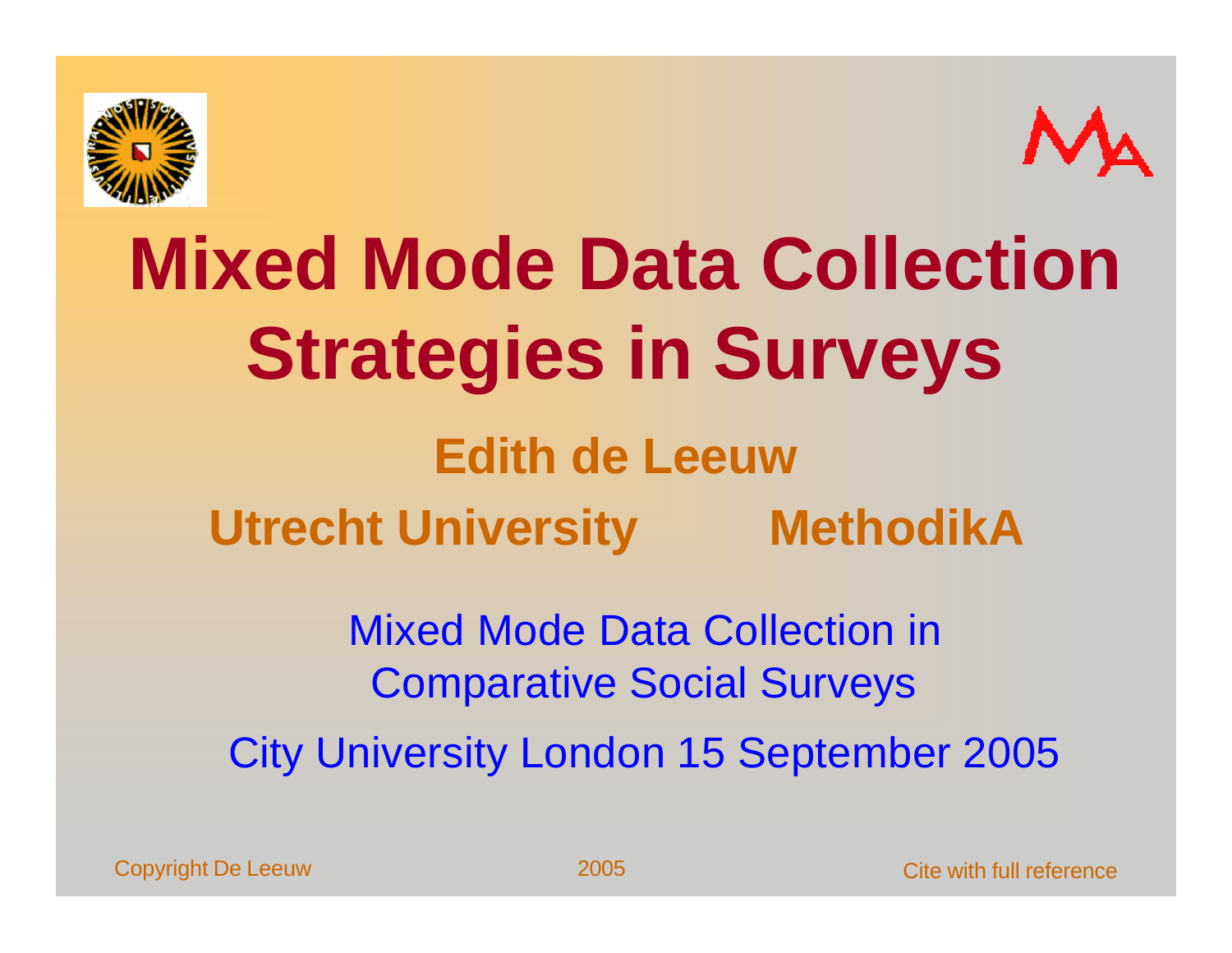# Mixed Mode Data Collection Strategies in Surveys

**Edith de Leeuw**

**Utrecht University        MethodikA**

Mixed Mode Data Collection in Comparative Social Surveys

City University London 15 September 2005

Copyright De Leeuw        2005        Cite with full reference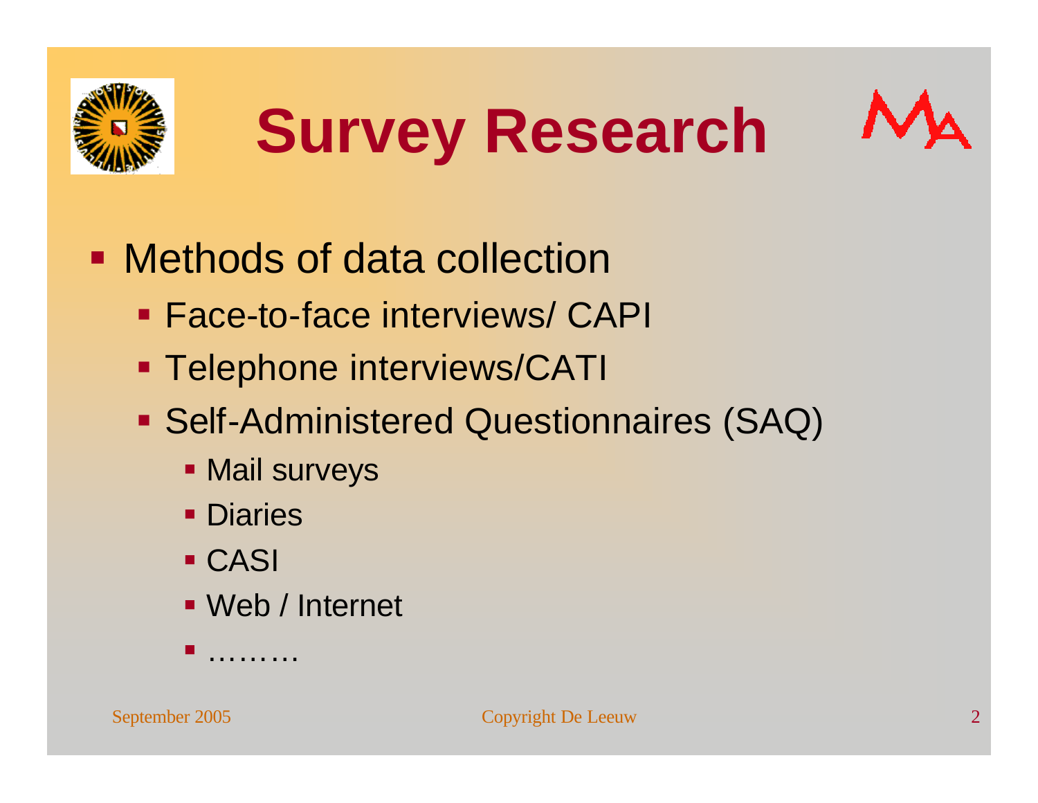# Survey Research

- Methods of data collection
  - Face-to-face interviews/ CAPI
  - Telephone interviews/CATI
  - Self-Administered Questionnaires (SAQ)
    - Mail surveys
    - Diaries
    - CASI
    - Web / Internet
    - ………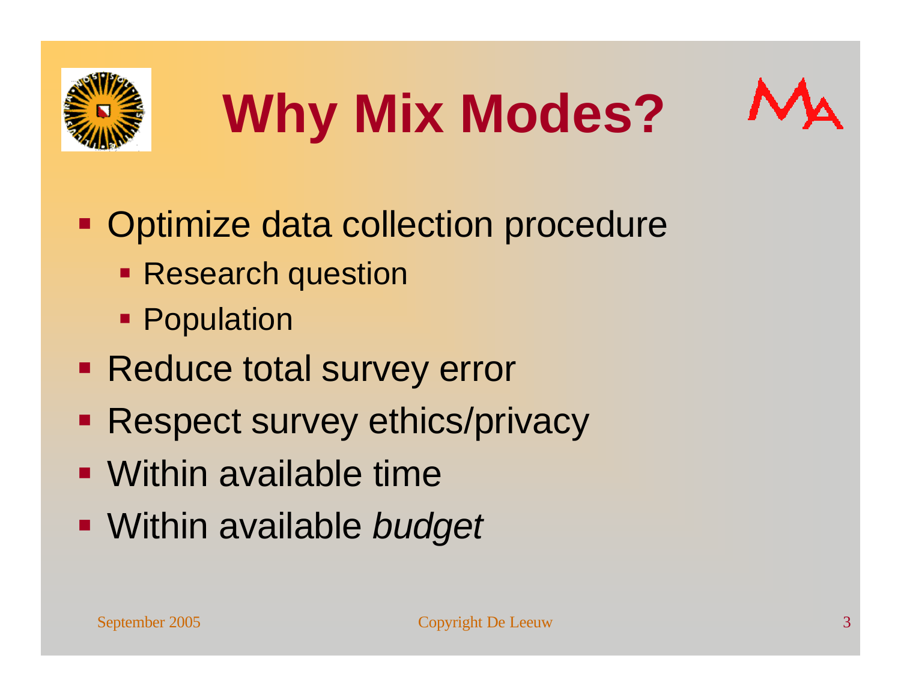# Why Mix Modes?

- Optimize data collection procedure
  - Research question
  - Population
- Reduce total survey error
- Respect survey ethics/privacy
- Within available time
- Within available *budget*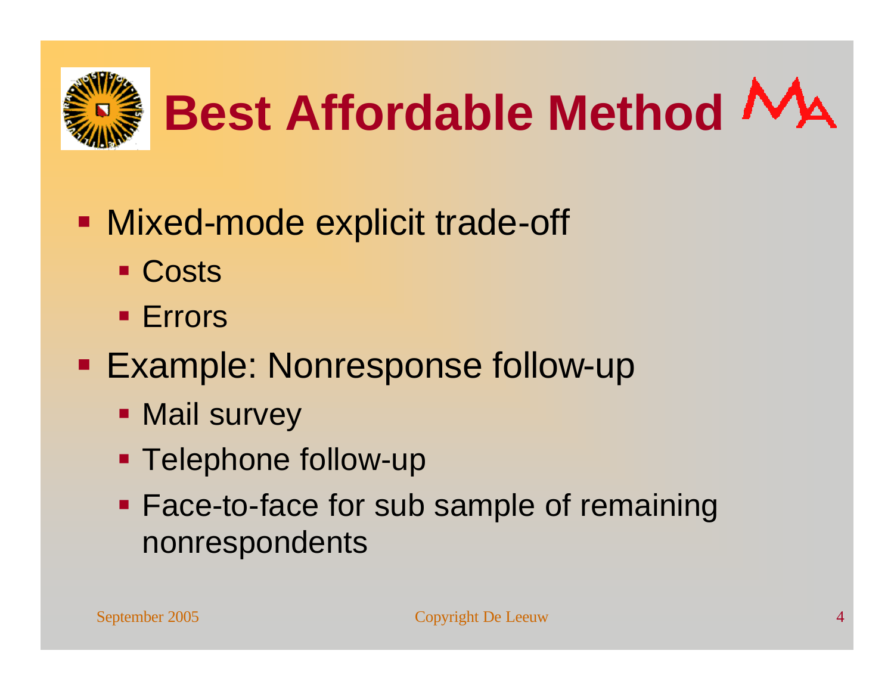# Best Affordable Method

- Mixed-mode explicit trade-off
  - Costs
  - Errors
- Example: Nonresponse follow-up
  - Mail survey
  - Telephone follow-up
  - Face-to-face for sub sample of remaining nonrespondents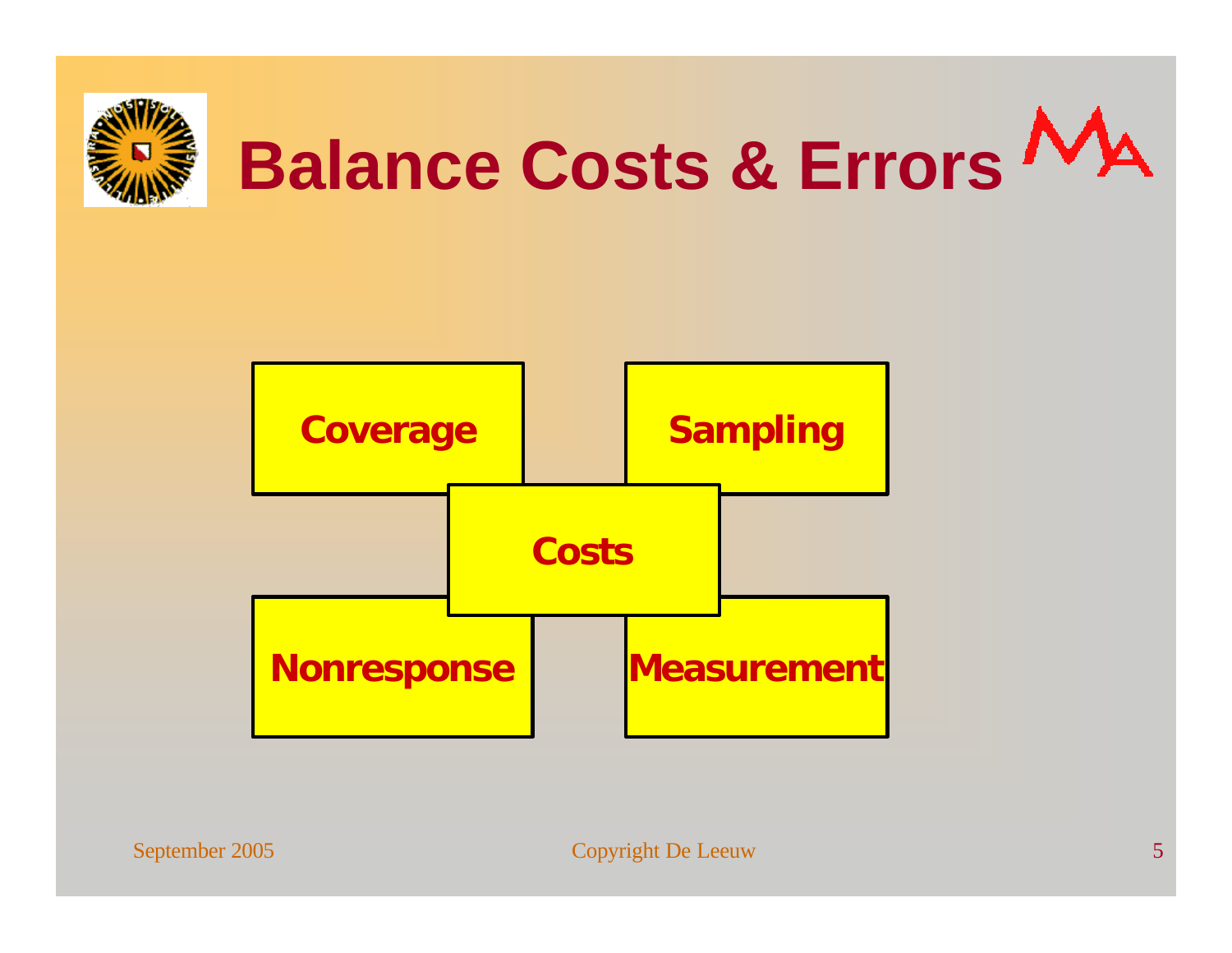# Balance Costs & Errors

- Coverage
- Sampling
- Costs
- Nonresponse
- Measurement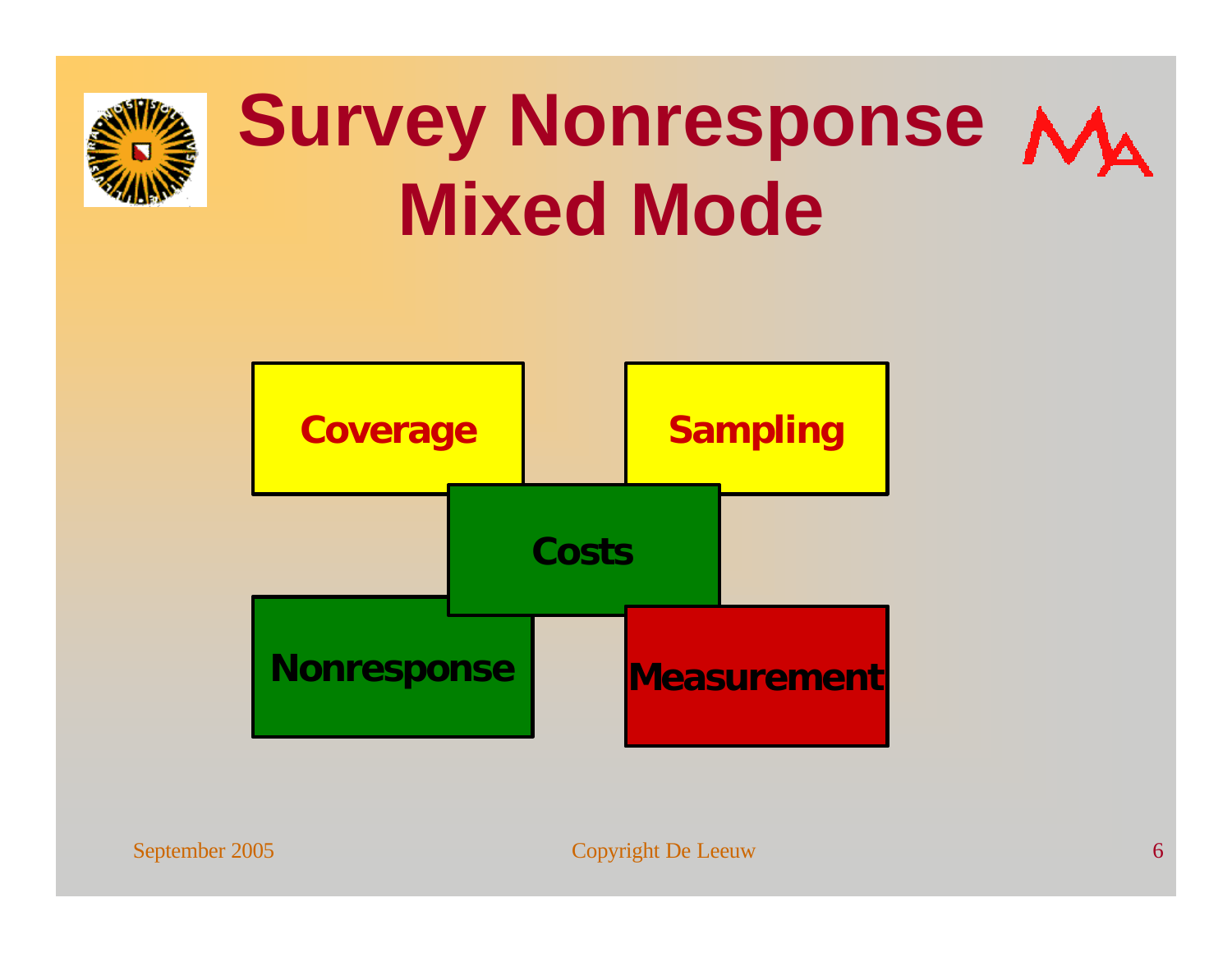# Survey Nonresponse Mixed Mode

- Coverage
- Sampling
- Costs
- Nonresponse
- Measurement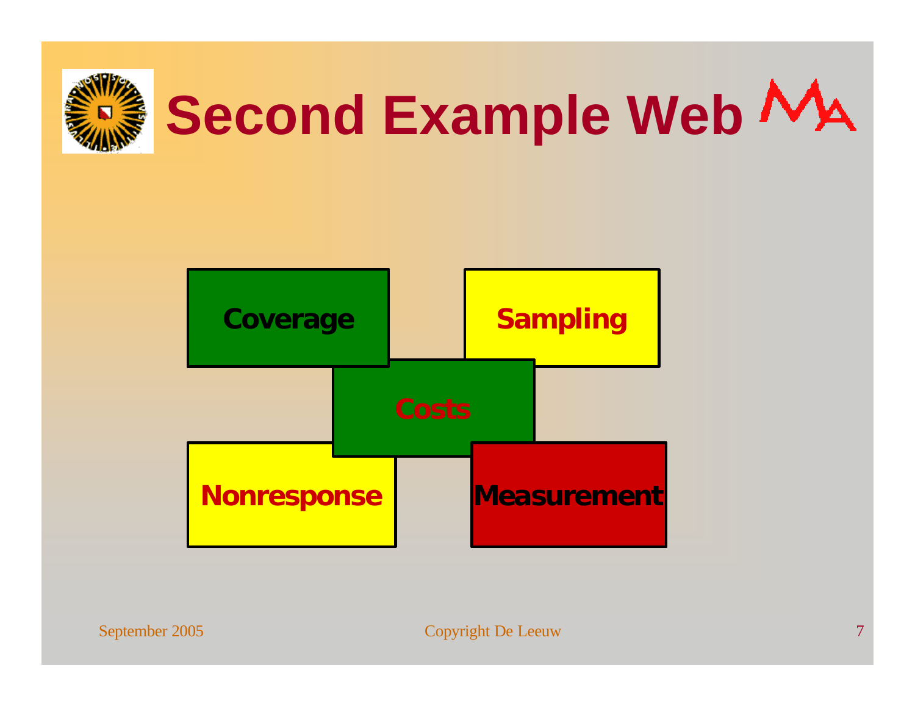# Second Example Web

Coverage

Sampling

Costs

Nonresponse

Measurement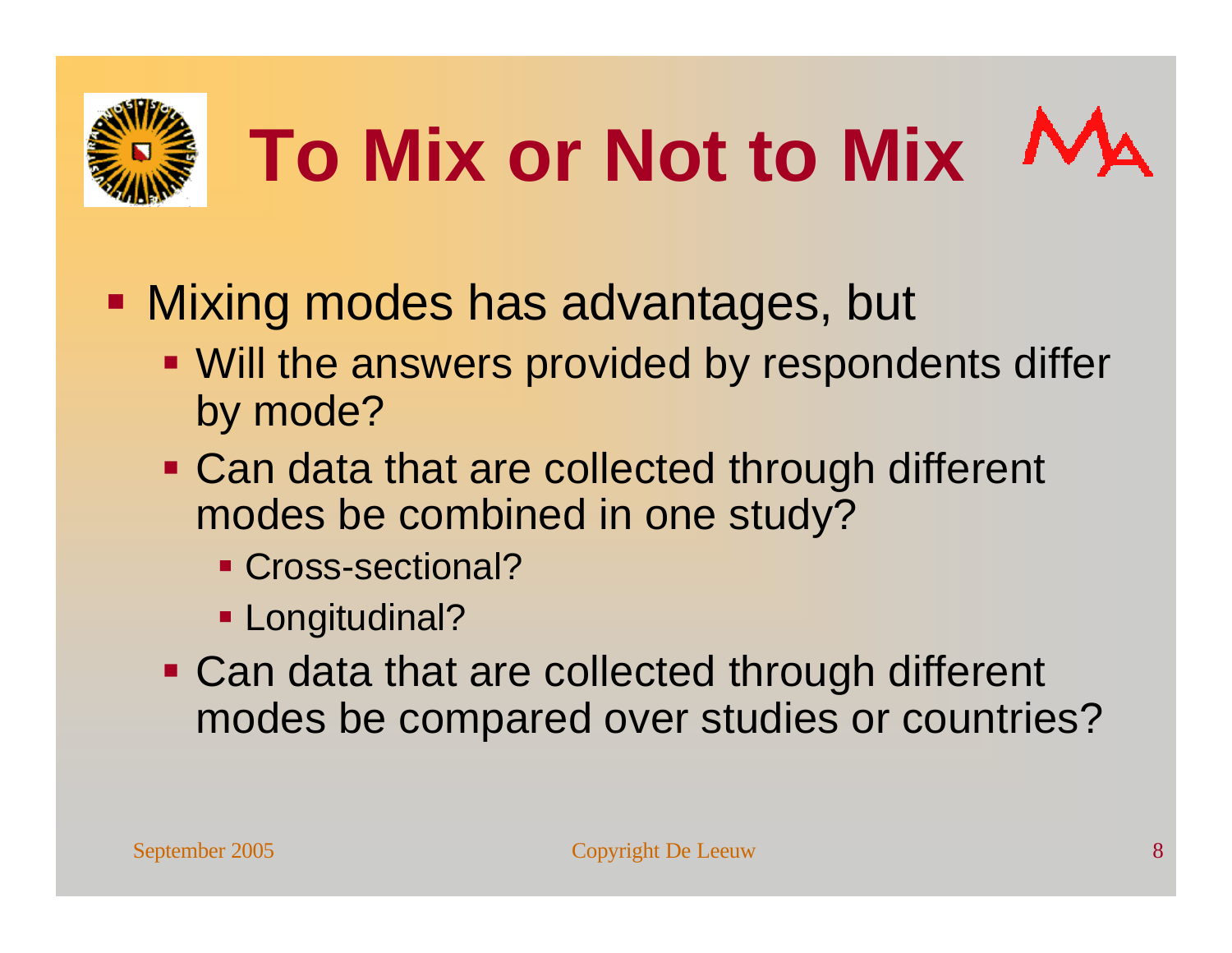# To Mix or Not to Mix

- Mixing modes has advantages, but
  - Will the answers provided by respondents differ by mode?
  - Can data that are collected through different modes be combined in one study?
    - Cross-sectional?
    - Longitudinal?
  - Can data that are collected through different modes be compared over studies or countries?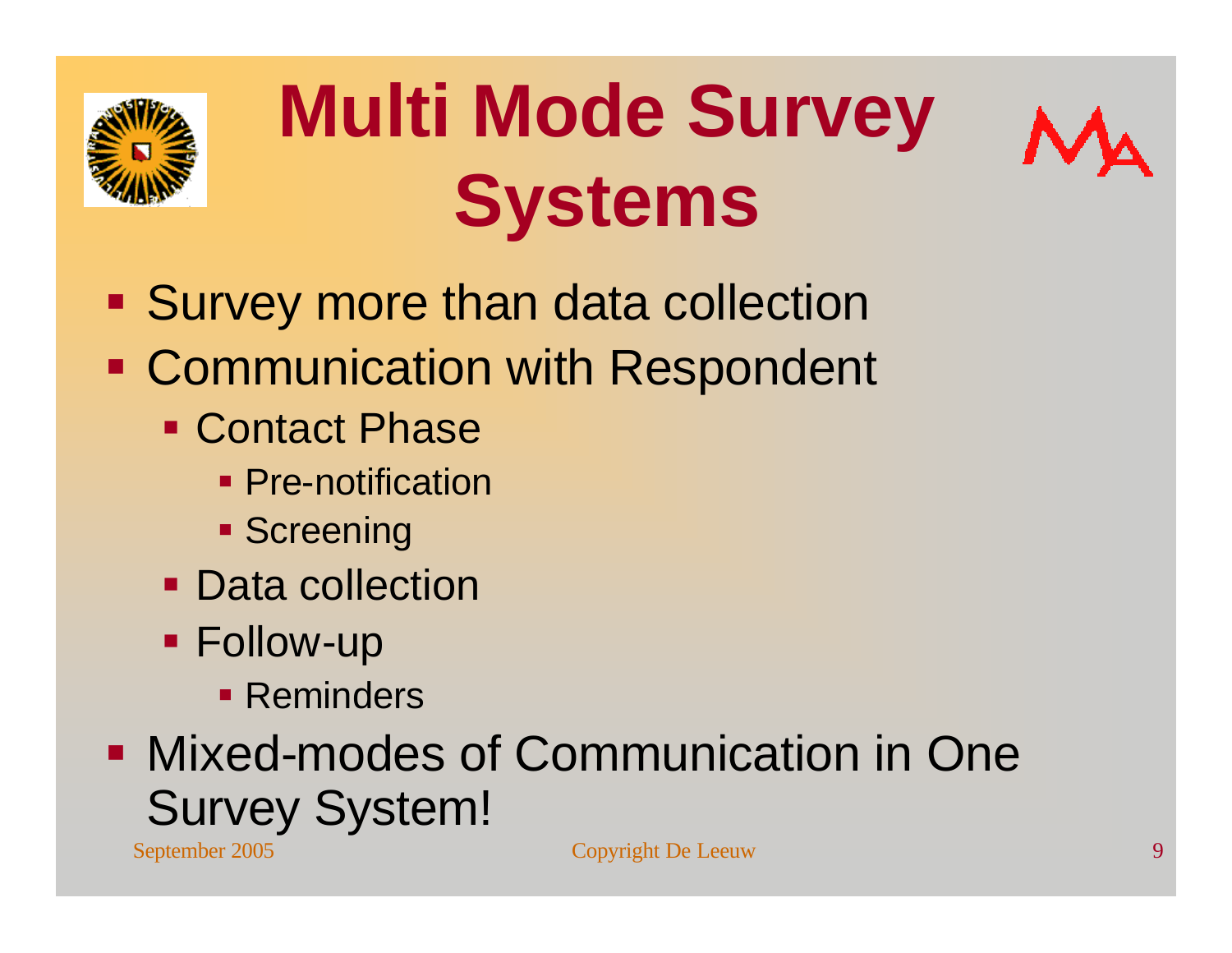# Multi Mode Survey Systems

- Survey more than data collection
- Communication with Respondent
  - Contact Phase
    - Pre-notification
    - Screening
  - Data collection
  - Follow-up
    - Reminders
- Mixed-modes of Communication in One Survey System!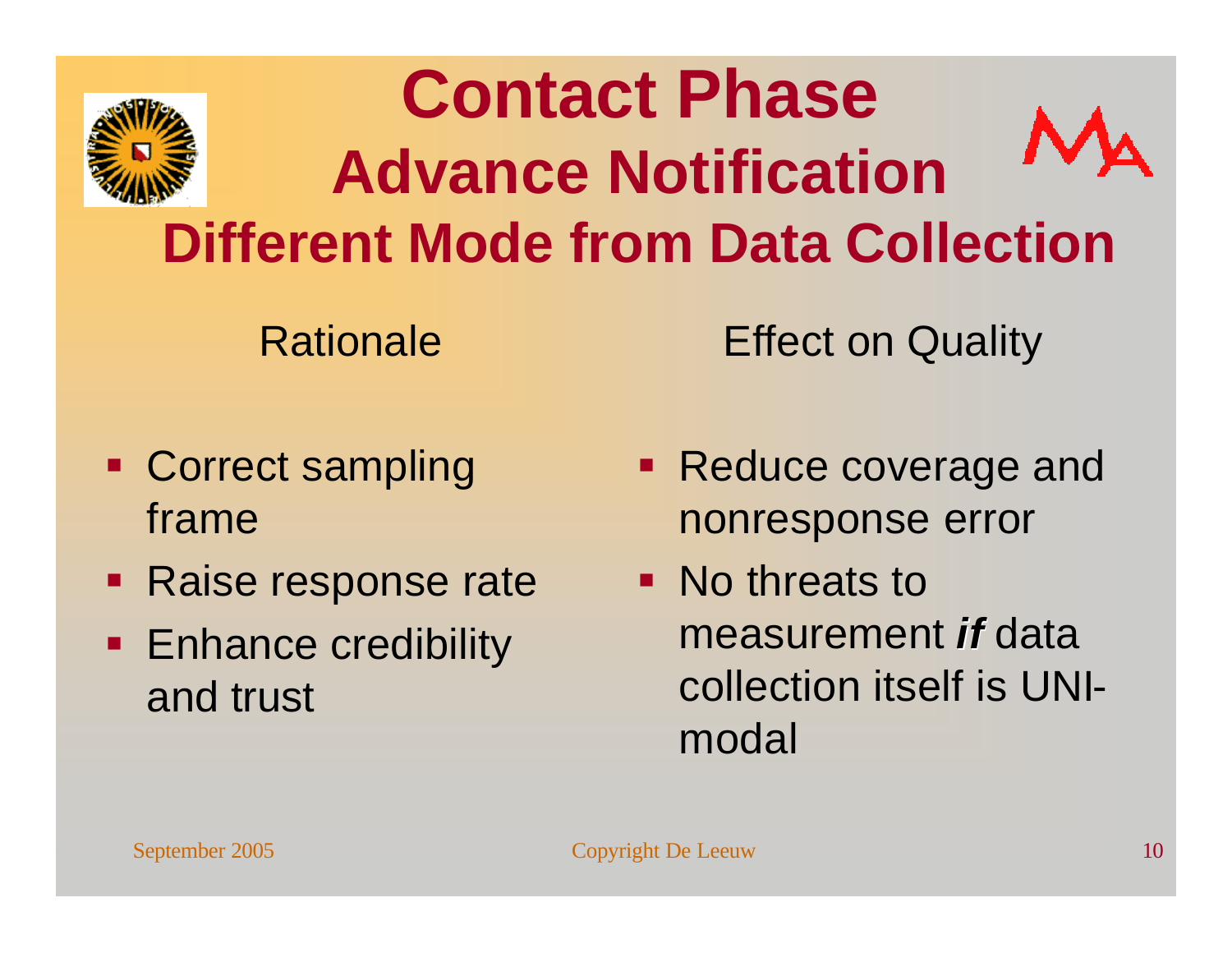# Contact Phase
## Advance Notification
## Different Mode from Data Collection

**Rationale**

- Correct sampling frame
- Raise response rate
- Enhance credibility and trust

**Effect on Quality**

- Reduce coverage and nonresponse error
- No threats to measurement ***if*** data collection itself is UNI-modal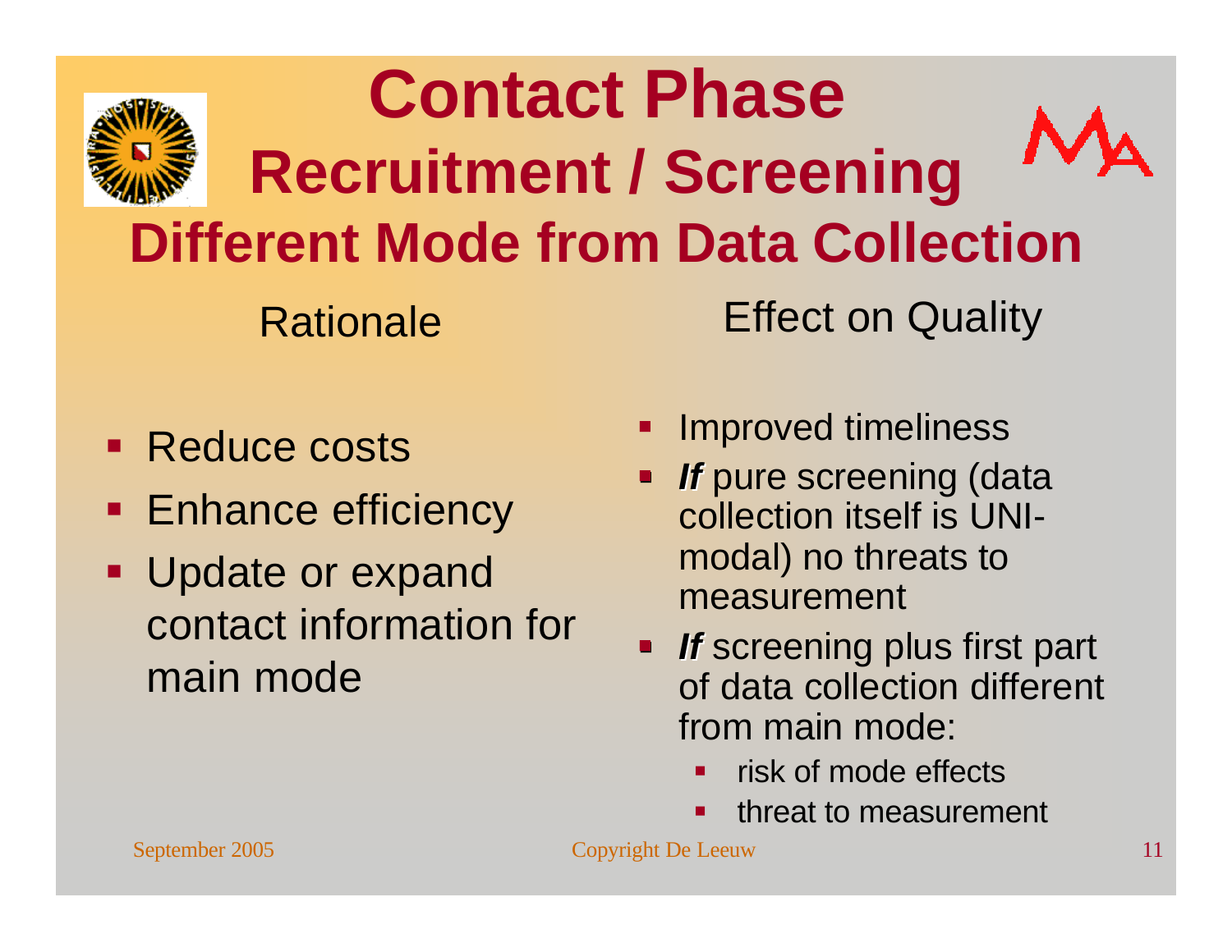# Contact Phase

## Recruitment / Screening

## Different Mode from Data Collection

**Rationale**

- Reduce costs
- Enhance efficiency
- Update or expand contact information for main mode

**Effect on Quality**

- Improved timeliness
- ***If*** pure screening (data collection itself is UNI-modal) no threats to measurement
- ***If*** screening plus first part of data collection different from main mode:
  - risk of mode effects
  - threat to measurement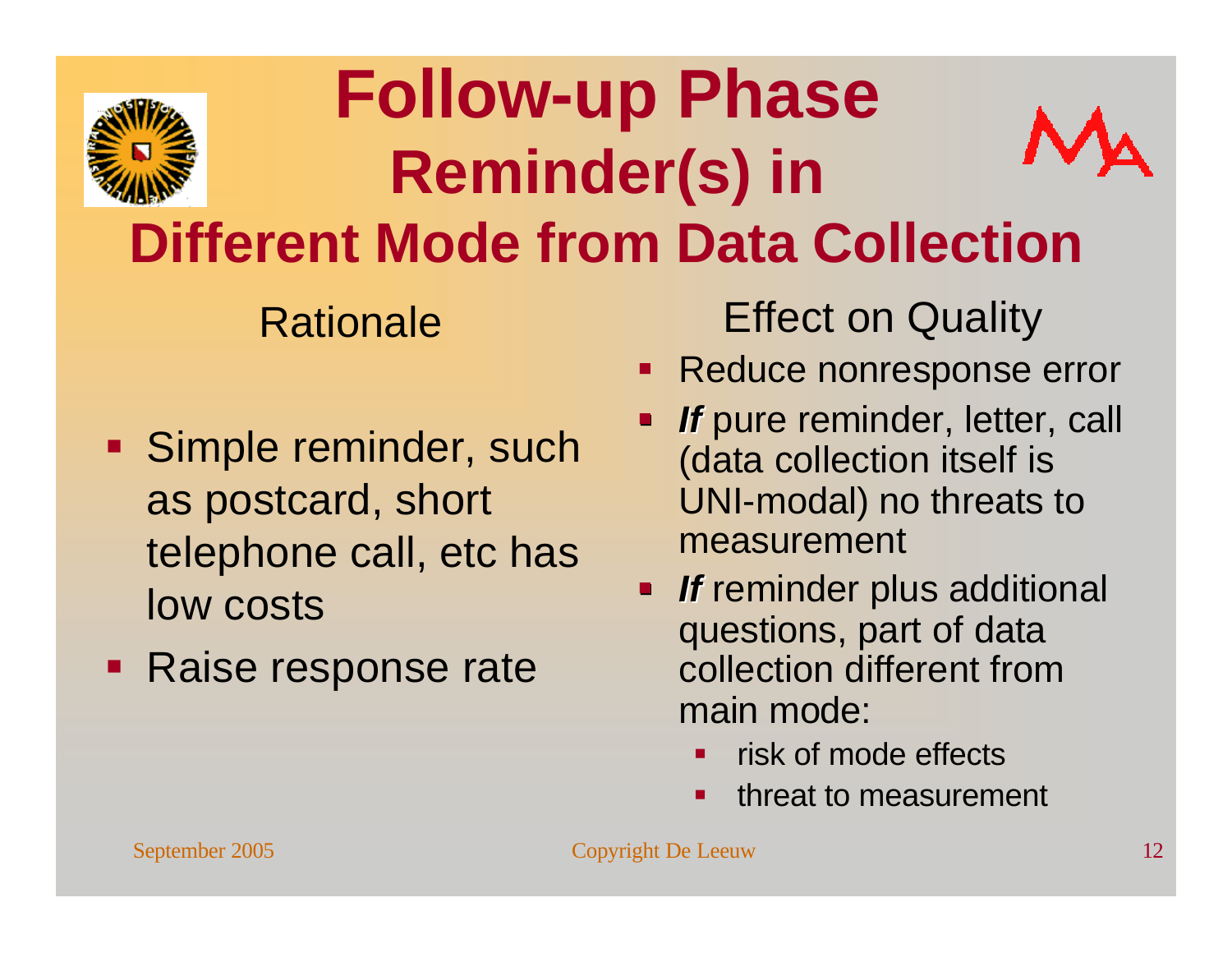# Follow-up Phase Reminder(s) in Different Mode from Data Collection

## Rationale

- Simple reminder, such as postcard, short telephone call, etc has low costs
- Raise response rate

## Effect on Quality

- Reduce nonresponse error
- ***If*** pure reminder, letter, call (data collection itself is UNI-modal) no threats to measurement
- ***If*** reminder plus additional questions, part of data collection different from main mode:
  - risk of mode effects
  - threat to measurement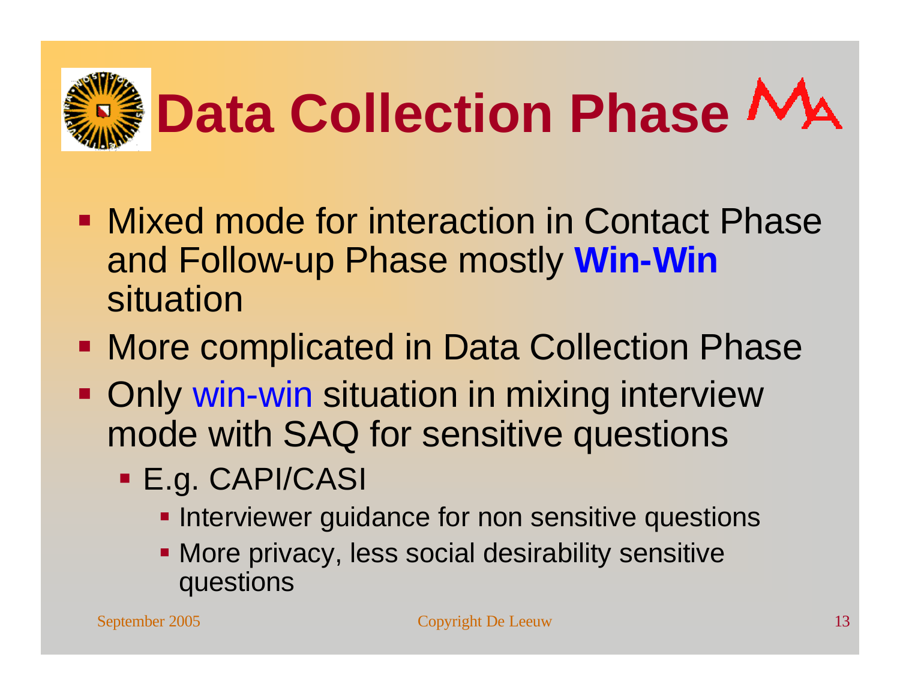# Data Collection Phase

- Mixed mode for interaction in Contact Phase and Follow-up Phase mostly **Win-Win** situation
- More complicated in Data Collection Phase
- Only win-win situation in mixing interview mode with SAQ for sensitive questions
  - E.g. CAPI/CASI
    - Interviewer guidance for non sensitive questions
    - More privacy, less social desirability sensitive questions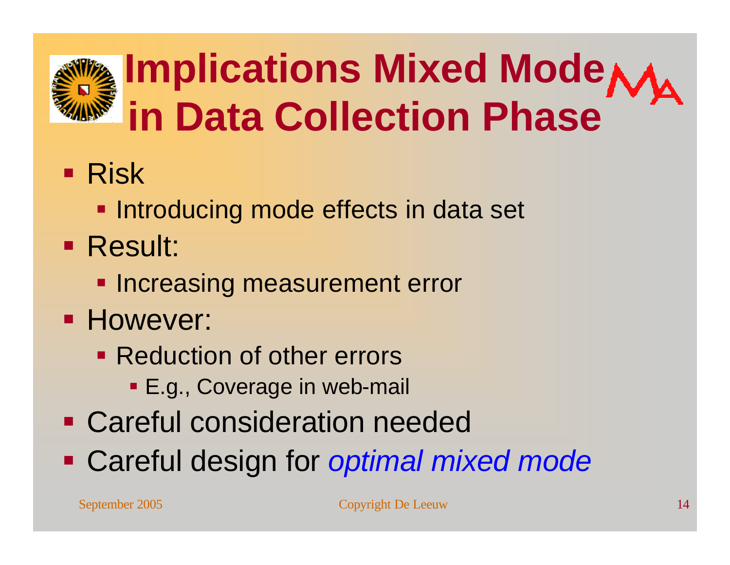# Implications Mixed Mode in Data Collection Phase

- Risk
  - Introducing mode effects in data set
- Result:
  - Increasing measurement error
- However:
  - Reduction of other errors
    - E.g., Coverage in web-mail
- Careful consideration needed
- Careful design for *optimal mixed mode*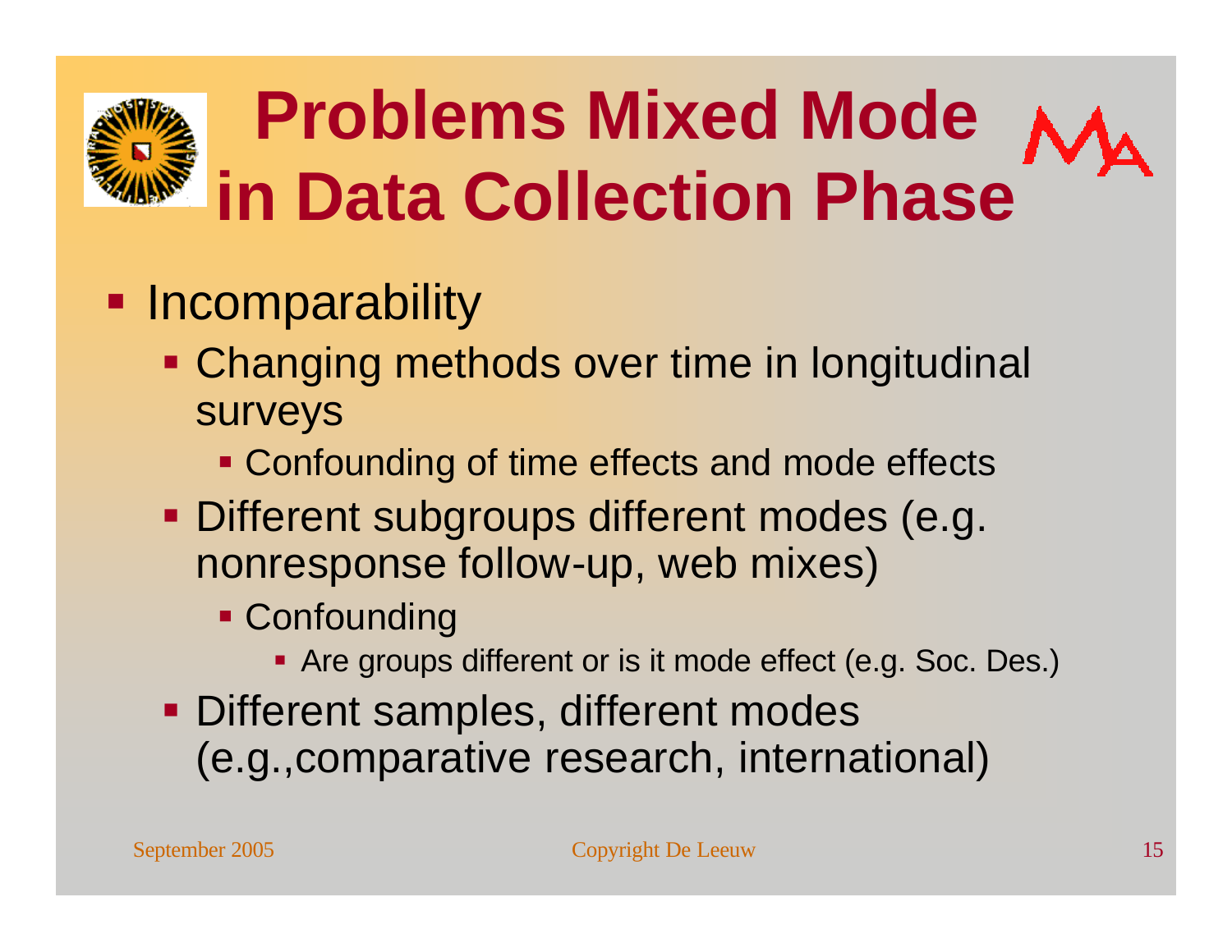# Problems Mixed Mode in Data Collection Phase

- Incomparability
  - Changing methods over time in longitudinal surveys
    - Confounding of time effects and mode effects
  - Different subgroups different modes (e.g. nonresponse follow-up, web mixes)
    - Confounding
      - Are groups different or is it mode effect (e.g. Soc. Des.)
  - Different samples, different modes (e.g.,comparative research, international)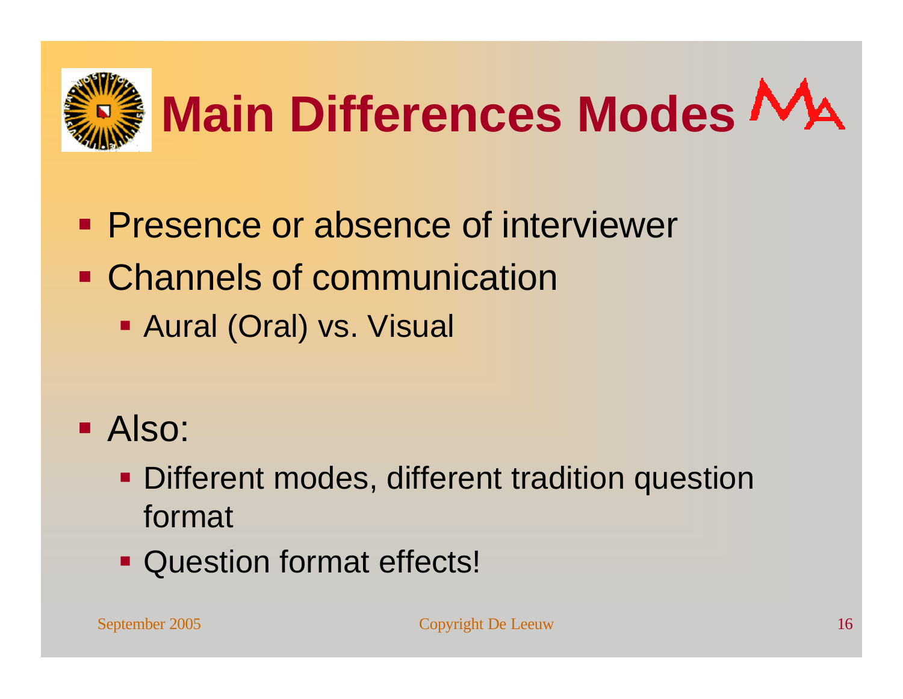# Main Differences Modes

- Presence or absence of interviewer
- Channels of communication
  - Aural (Oral) vs. Visual

- Also:
  - Different modes, different tradition question format
  - Question format effects!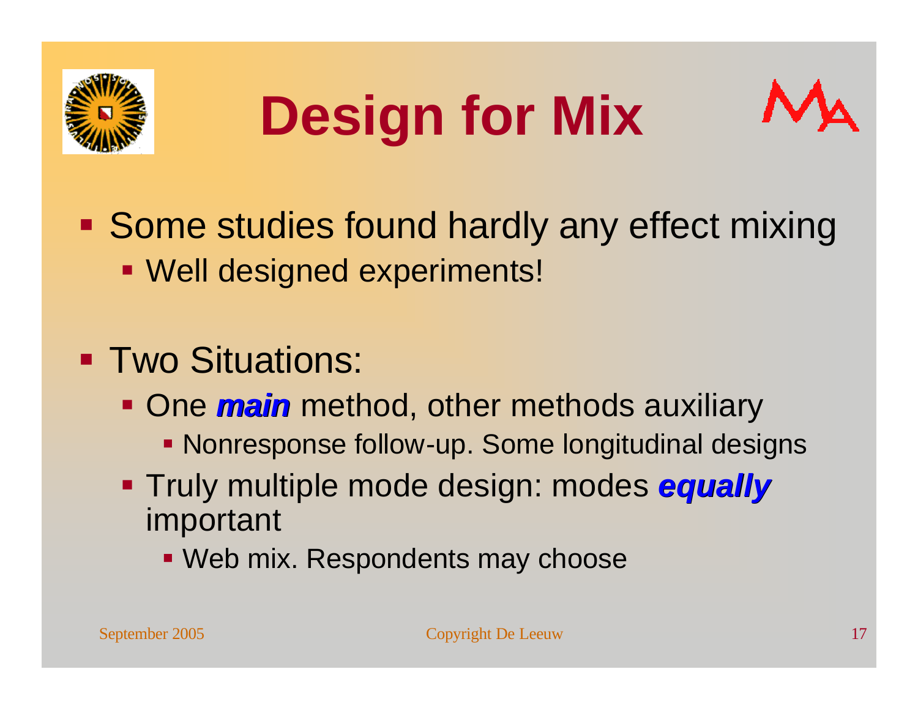# Design for Mix

- Some studies found hardly any effect mixing
  - Well designed experiments!
- Two Situations:
  - One ***main*** method, other methods auxiliary
    - Nonresponse follow-up. Some longitudinal designs
  - Truly multiple mode design: modes ***equally*** important
    - Web mix. Respondents may choose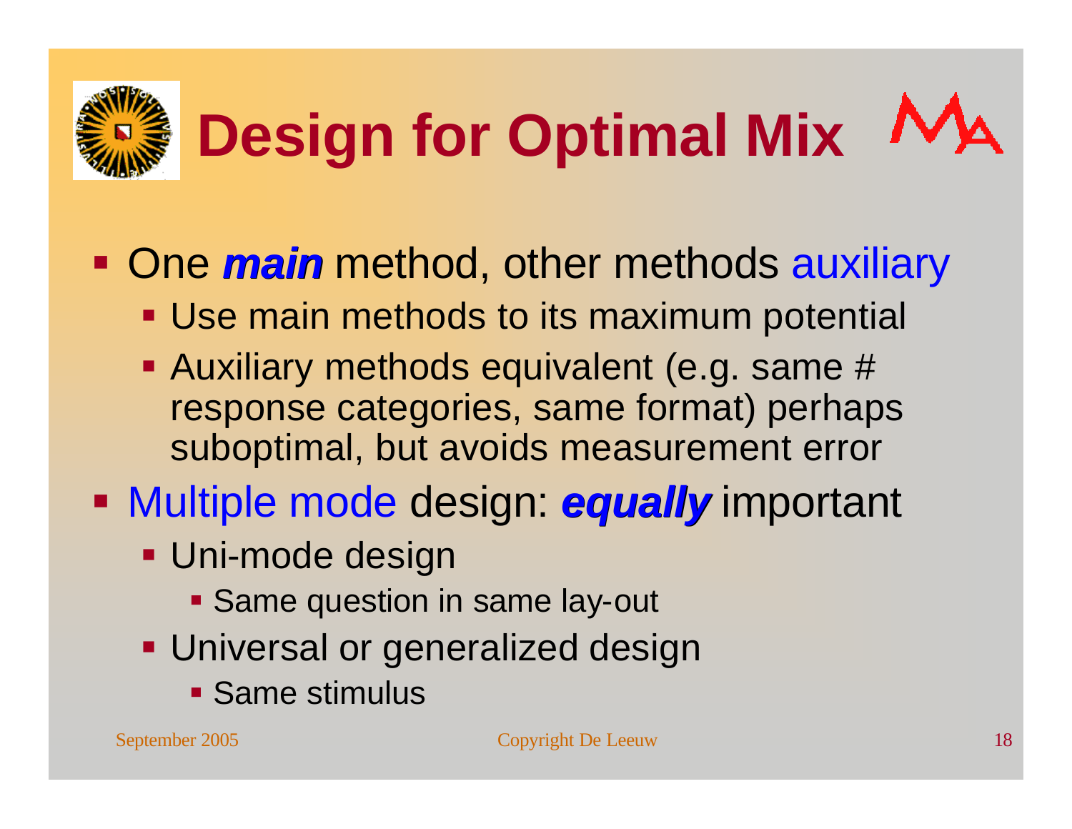# Design for Optimal Mix

- One ***main*** method, other methods auxiliary
  - Use main methods to its maximum potential
  - Auxiliary methods equivalent (e.g. same # response categories, same format) perhaps suboptimal, but avoids measurement error
- Multiple mode design: ***equally*** important
  - Uni-mode design
    - Same question in same lay-out
  - Universal or generalized design
    - Same stimulus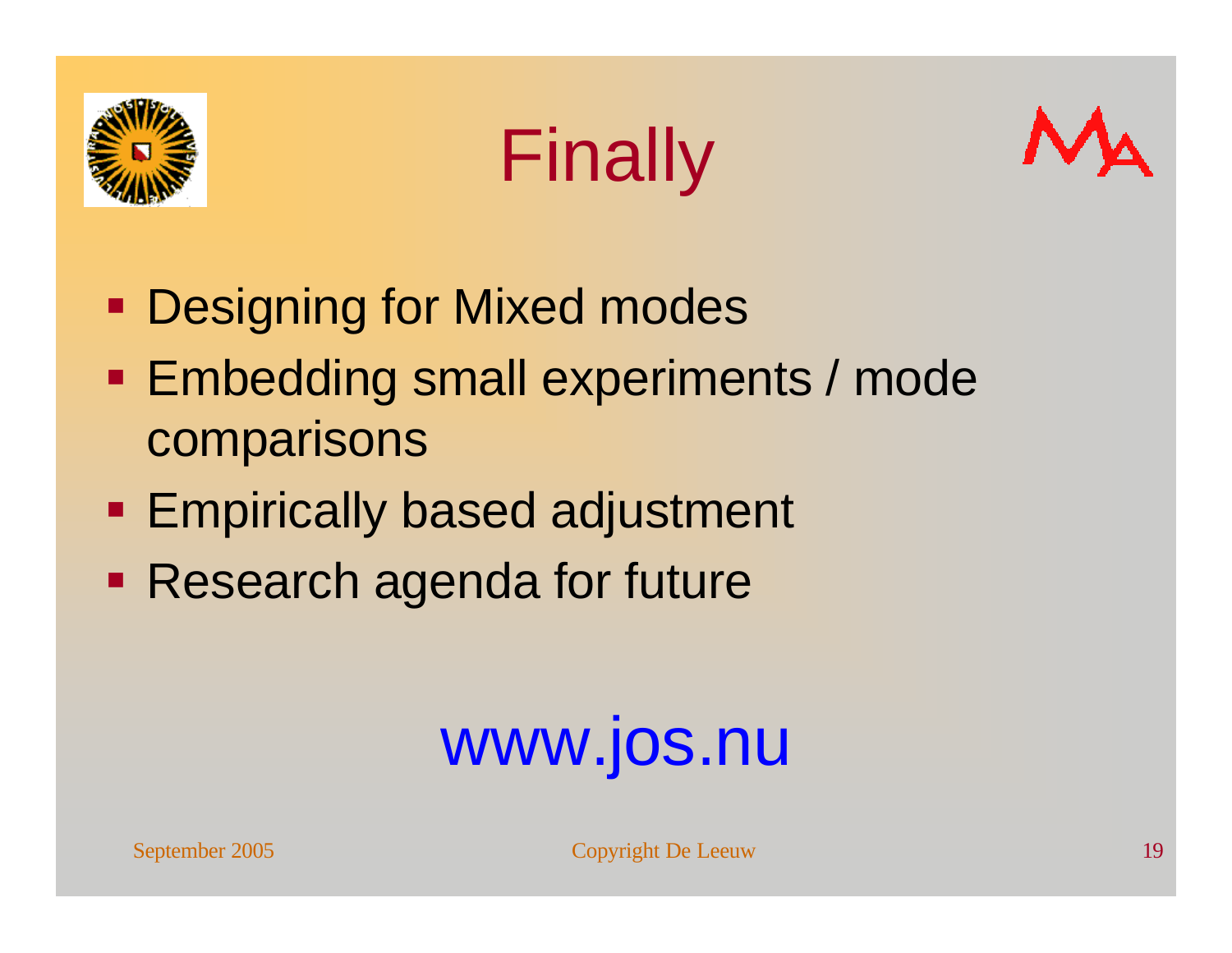# Finally

- Designing for Mixed modes
- Embedding small experiments / mode comparisons
- Empirically based adjustment
- Research agenda for future

www.jos.nu